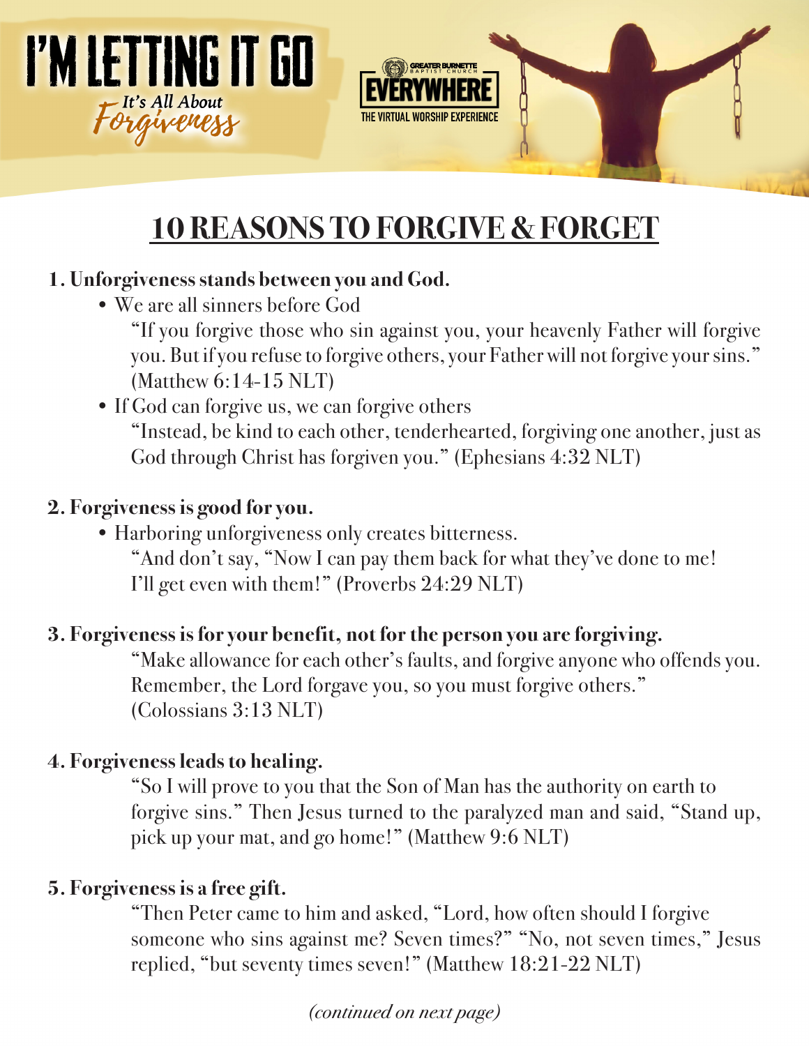# I'M LETTING IT GO

*It's All About Forgiveness*

GREATER BURNETTE BAPTIST CHURCH
EVERYWHERE
THE VIRTUAL WORSHIP EXPERIENCE

## 10 REASONS TO FORGIVE & FORGET

**1. Unforgiveness stands between you and God.**

- We are all sinners before God

  "If you forgive those who sin against you, your heavenly Father will forgive you. But if you refuse to forgive others, your Father will not forgive your sins." (Matthew 6:14-15 NLT)

- If God can forgive us, we can forgive others

  "Instead, be kind to each other, tenderhearted, forgiving one another, just as God through Christ has forgiven you." (Ephesians 4:32 NLT)

**2. Forgiveness is good for you.**

- Harboring unforgiveness only creates bitterness.

  "And don't say, "Now I can pay them back for what they've done to me! I'll get even with them!" (Proverbs 24:29 NLT)

**3. Forgiveness is for your benefit, not for the person you are forgiving.**

"Make allowance for each other's faults, and forgive anyone who offends you. Remember, the Lord forgave you, so you must forgive others." (Colossians 3:13 NLT)

**4. Forgiveness leads to healing.**

"So I will prove to you that the Son of Man has the authority on earth to forgive sins." Then Jesus turned to the paralyzed man and said, "Stand up, pick up your mat, and go home!" (Matthew 9:6 NLT)

**5. Forgiveness is a free gift.**

"Then Peter came to him and asked, "Lord, how often should I forgive someone who sins against me? Seven times?" "No, not seven times," Jesus replied, "but seventy times seven!" (Matthew 18:21-22 NLT)

*(continued on next page)*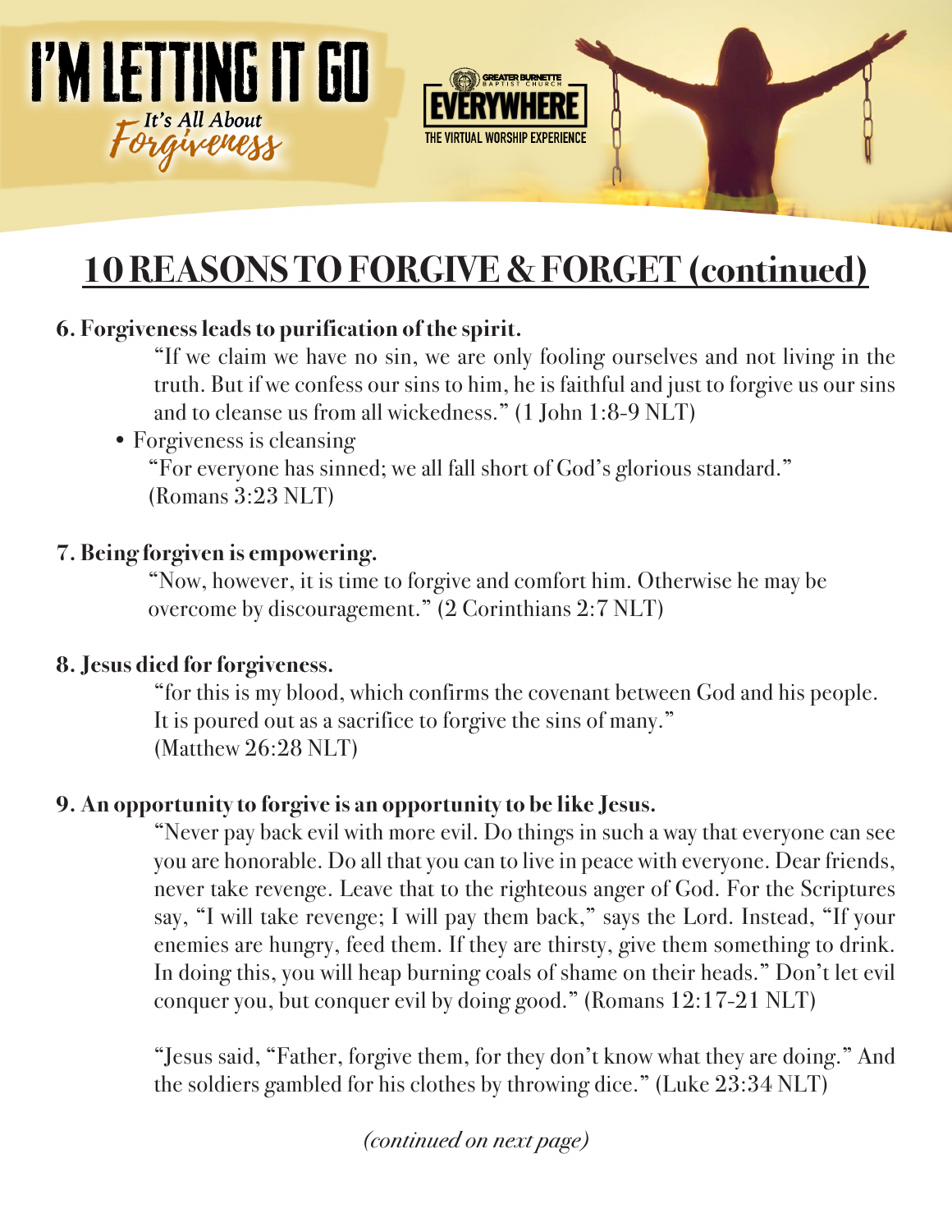# 10 REASONS TO FORGIVE & FORGET (continued)

**6. Forgiveness leads to purification of the spirit.**

"If we claim we have no sin, we are only fooling ourselves and not living in the truth. But if we confess our sins to him, he is faithful and just to forgive us our sins and to cleanse us from all wickedness." (1 John 1:8-9 NLT)

- Forgiveness is cleansing

  "For everyone has sinned; we all fall short of God's glorious standard." (Romans 3:23 NLT)

**7. Being forgiven is empowering.**

"Now, however, it is time to forgive and comfort him. Otherwise he may be overcome by discouragement." (2 Corinthians 2:7 NLT)

**8. Jesus died for forgiveness.**

"for this is my blood, which confirms the covenant between God and his people. It is poured out as a sacrifice to forgive the sins of many." (Matthew 26:28 NLT)

**9. An opportunity to forgive is an opportunity to be like Jesus.**

"Never pay back evil with more evil. Do things in such a way that everyone can see you are honorable. Do all that you can to live in peace with everyone. Dear friends, never take revenge. Leave that to the righteous anger of God. For the Scriptures say, "I will take revenge; I will pay them back," says the Lord. Instead, "If your enemies are hungry, feed them. If they are thirsty, give them something to drink. In doing this, you will heap burning coals of shame on their heads." Don't let evil conquer you, but conquer evil by doing good." (Romans 12:17-21 NLT)

"Jesus said, "Father, forgive them, for they don't know what they are doing." And the soldiers gambled for his clothes by throwing dice." (Luke 23:34 NLT)

*(continued on next page)*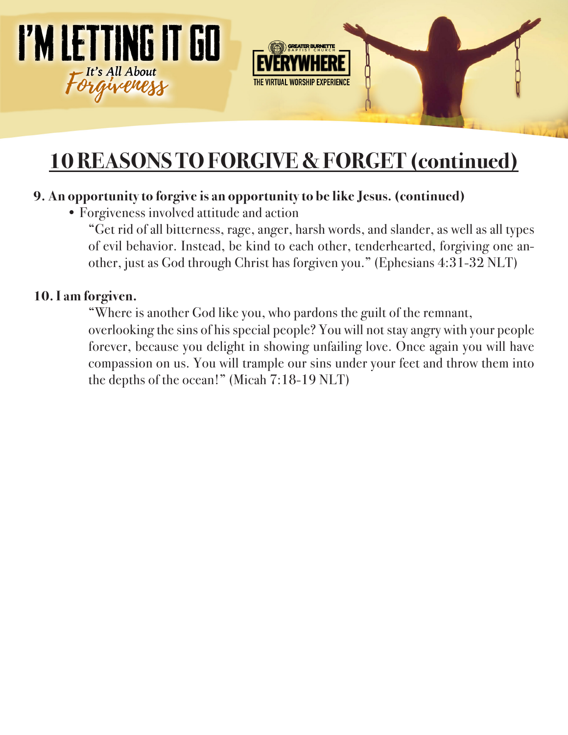# 10 REASONS TO FORGIVE & FORGET (continued)

**9. An opportunity to forgive is an opportunity to be like Jesus. (continued)**

- Forgiveness involved attitude and action

  "Get rid of all bitterness, rage, anger, harsh words, and slander, as well as all types of evil behavior. Instead, be kind to each other, tenderhearted, forgiving one another, just as God through Christ has forgiven you." (Ephesians 4:31-32 NLT)

**10. I am forgiven.**

"Where is another God like you, who pardons the guilt of the remnant, overlooking the sins of his special people? You will not stay angry with your people forever, because you delight in showing unfailing love. Once again you will have compassion on us. You will trample our sins under your feet and throw them into the depths of the ocean!" (Micah 7:18-19 NLT)